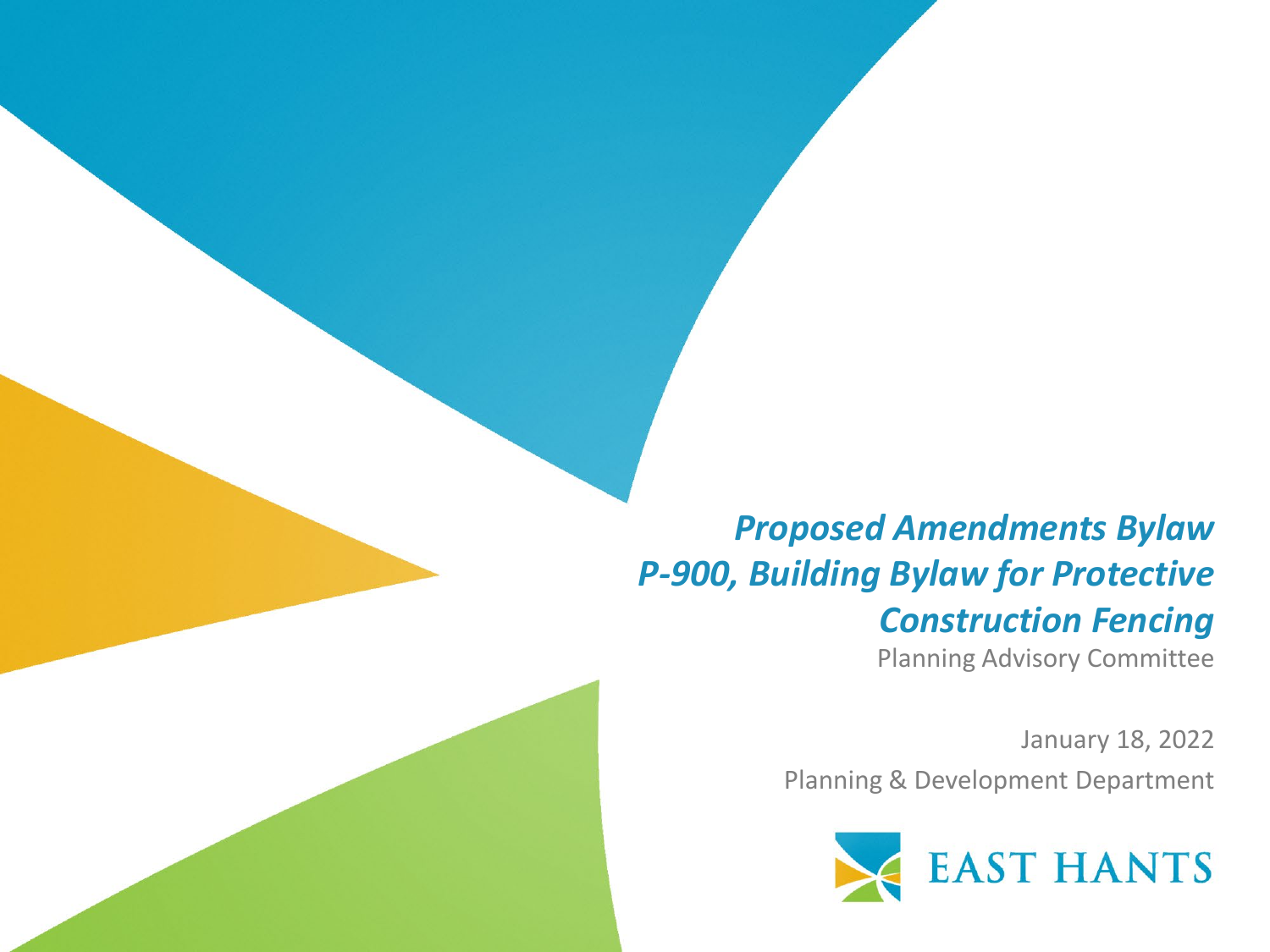# *Proposed Amendments Bylaw P-900, Building Bylaw for Protective Construction Fencing*

Planning Advisory Committee

January 18, 2022

Planning & Development Department

EAST HANTS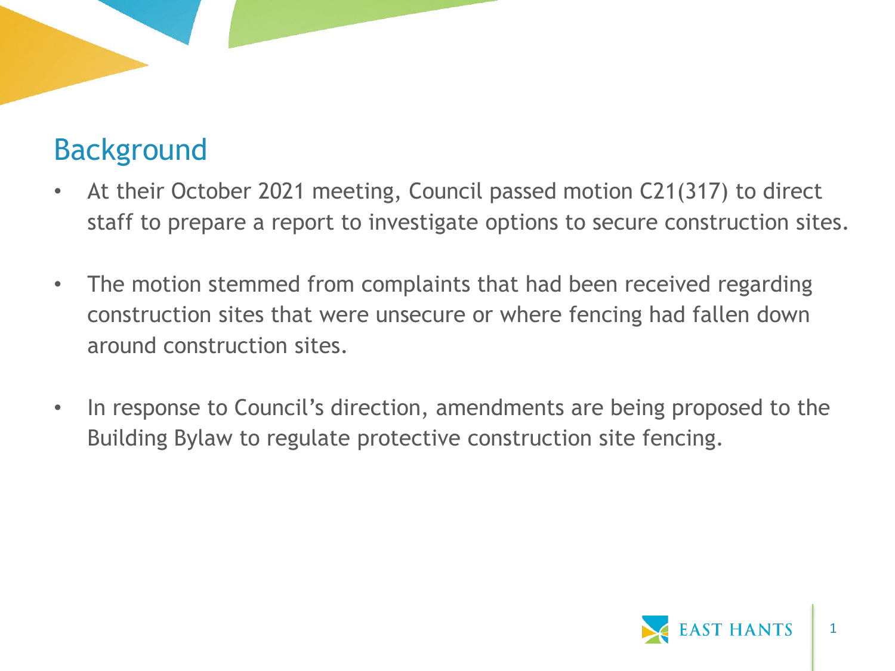## Background

- At their October 2021 meeting, Council passed motion C21(317) to direct staff to prepare a report to investigate options to secure construction sites.

- The motion stemmed from complaints that had been received regarding construction sites that were unsecure or where fencing had fallen down around construction sites.

- In response to Council's direction, amendments are being proposed to the Building Bylaw to regulate protective construction site fencing.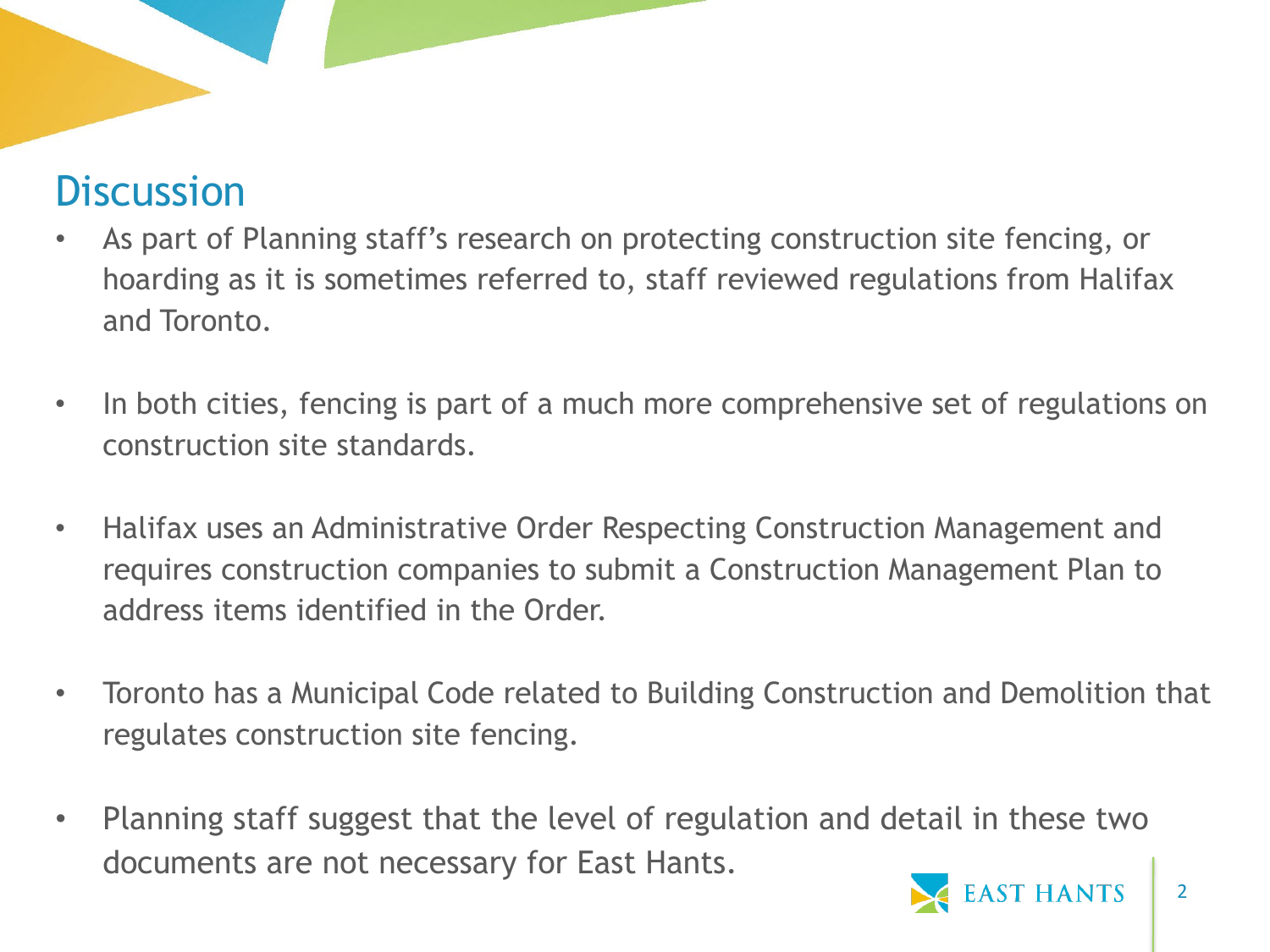## Discussion

- As part of Planning staff's research on protecting construction site fencing, or hoarding as it is sometimes referred to, staff reviewed regulations from Halifax and Toronto.
- In both cities, fencing is part of a much more comprehensive set of regulations on construction site standards.
- Halifax uses an Administrative Order Respecting Construction Management and requires construction companies to submit a Construction Management Plan to address items identified in the Order.
- Toronto has a Municipal Code related to Building Construction and Demolition that regulates construction site fencing.
- Planning staff suggest that the level of regulation and detail in these two documents are not necessary for East Hants.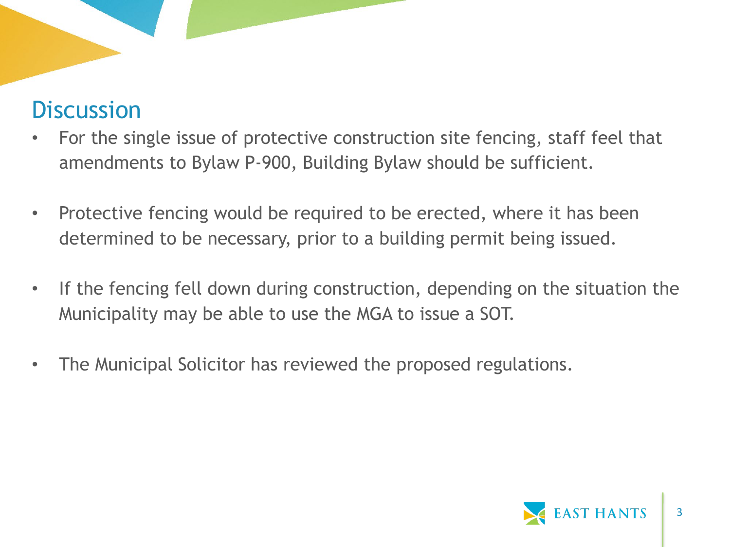## Discussion

- For the single issue of protective construction site fencing, staff feel that amendments to Bylaw P-900, Building Bylaw should be sufficient.
- Protective fencing would be required to be erected, where it has been determined to be necessary, prior to a building permit being issued.
- If the fencing fell down during construction, depending on the situation the Municipality may be able to use the MGA to issue a SOT.
- The Municipal Solicitor has reviewed the proposed regulations.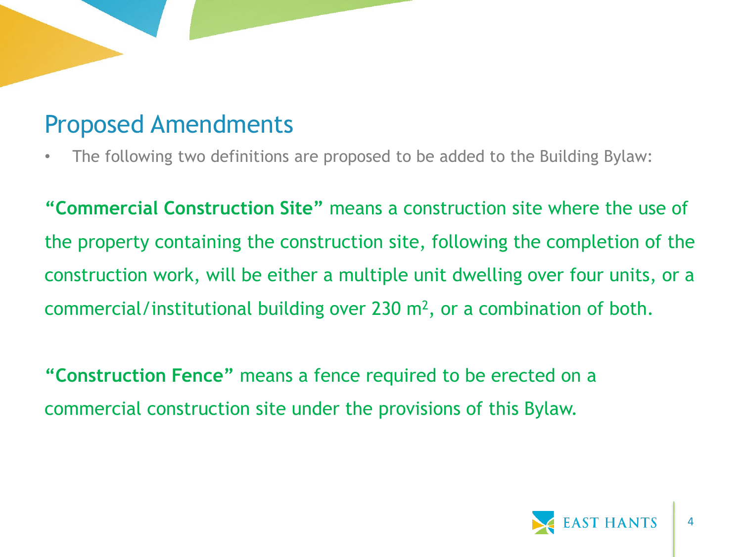## Proposed Amendments

- The following two definitions are proposed to be added to the Building Bylaw:

**"Commercial Construction Site"** means a construction site where the use of the property containing the construction site, following the completion of the construction work, will be either a multiple unit dwelling over four units, or a commercial/institutional building over 230 $m^2$, or a combination of both.

**"Construction Fence"** means a fence required to be erected on a commercial construction site under the provisions of this Bylaw.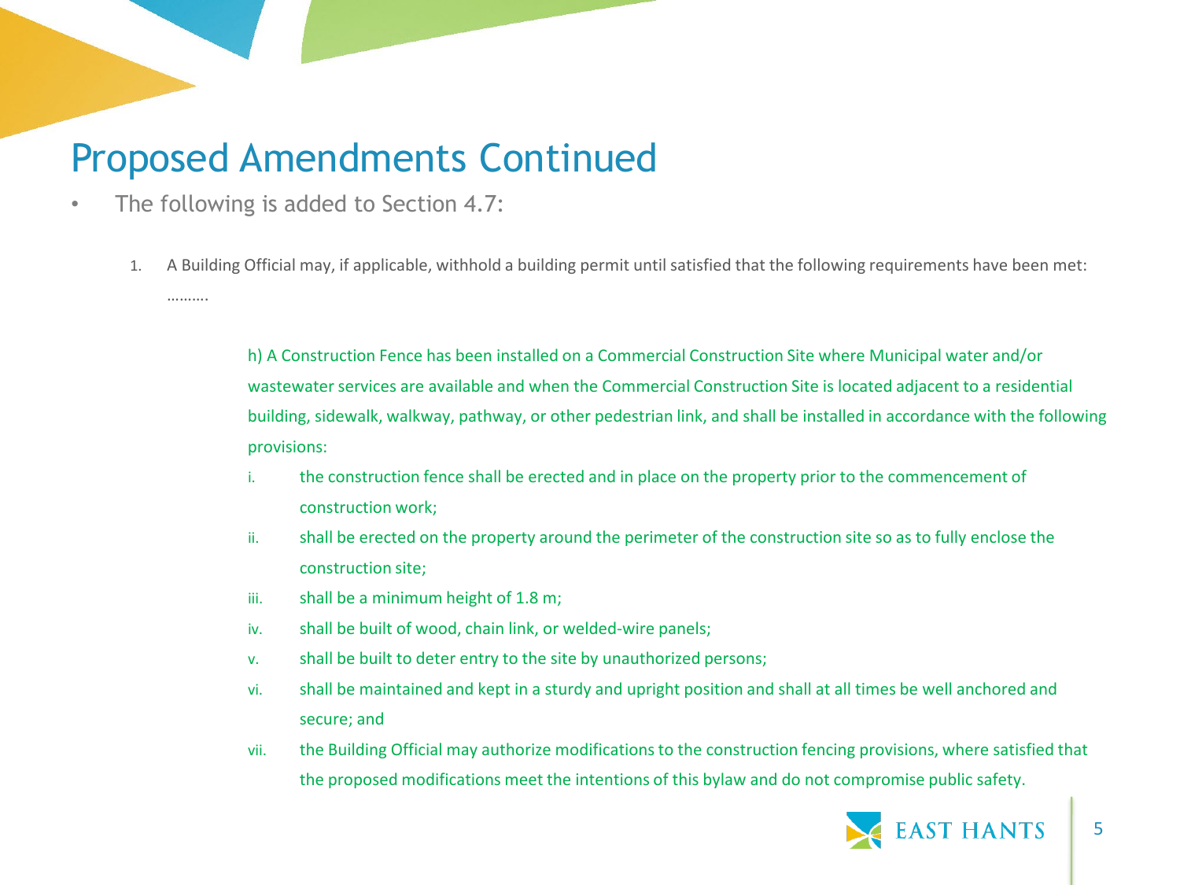# Proposed Amendments Continued

- The following is added to Section 4.7:

1. A Building Official may, if applicable, withhold a building permit until satisfied that the following requirements have been met:

   ……….

   h) A Construction Fence has been installed on a Commercial Construction Site where Municipal water and/or wastewater services are available and when the Commercial Construction Site is located adjacent to a residential building, sidewalk, walkway, pathway, or other pedestrian link, and shall be installed in accordance with the following provisions:

   i. the construction fence shall be erected and in place on the property prior to the commencement of construction work;
   ii. shall be erected on the property around the perimeter of the construction site so as to fully enclose the construction site;
   iii. shall be a minimum height of 1.8 m;
   iv. shall be built of wood, chain link, or welded-wire panels;
   v. shall be built to deter entry to the site by unauthorized persons;
   vi. shall be maintained and kept in a sturdy and upright position and shall at all times be well anchored and secure; and
   vii. the Building Official may authorize modifications to the construction fencing provisions, where satisfied that the proposed modifications meet the intentions of this bylaw and do not compromise public safety.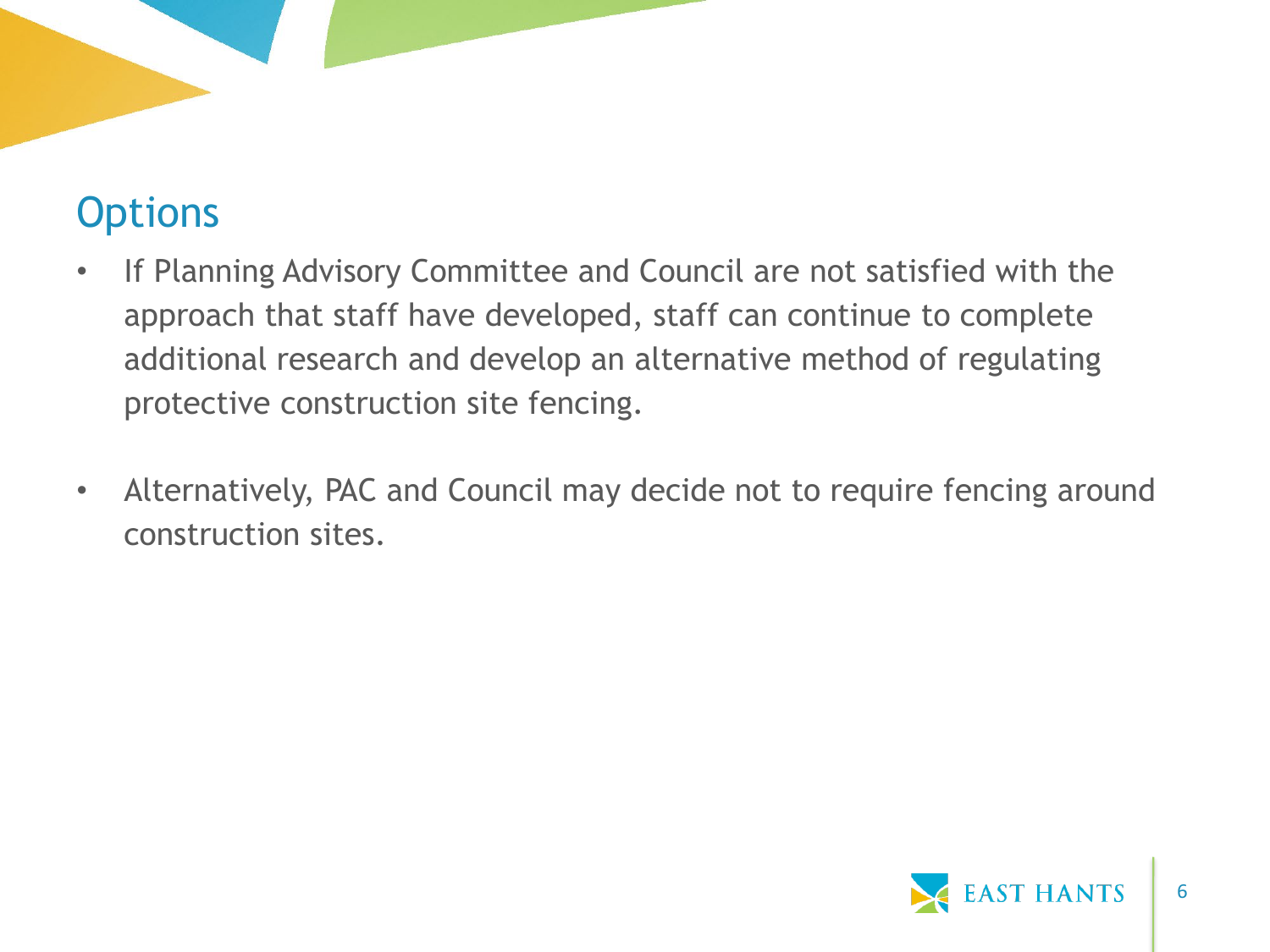## Options

- If Planning Advisory Committee and Council are not satisfied with the approach that staff have developed, staff can continue to complete additional research and develop an alternative method of regulating protective construction site fencing.

- Alternatively, PAC and Council may decide not to require fencing around construction sites.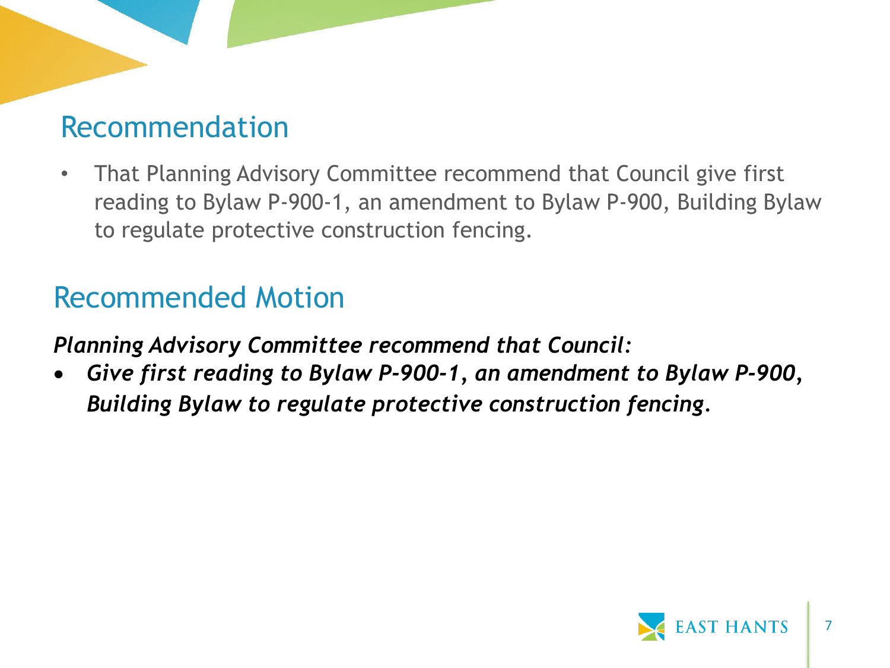## Recommendation

- That Planning Advisory Committee recommend that Council give first reading to Bylaw P-900-1, an amendment to Bylaw P-900, Building Bylaw to regulate protective construction fencing.

## Recommended Motion

***Planning Advisory Committee recommend that Council:***

- ***Give first reading to Bylaw P-900-1, an amendment to Bylaw P-900, Building Bylaw to regulate protective construction fencing.***